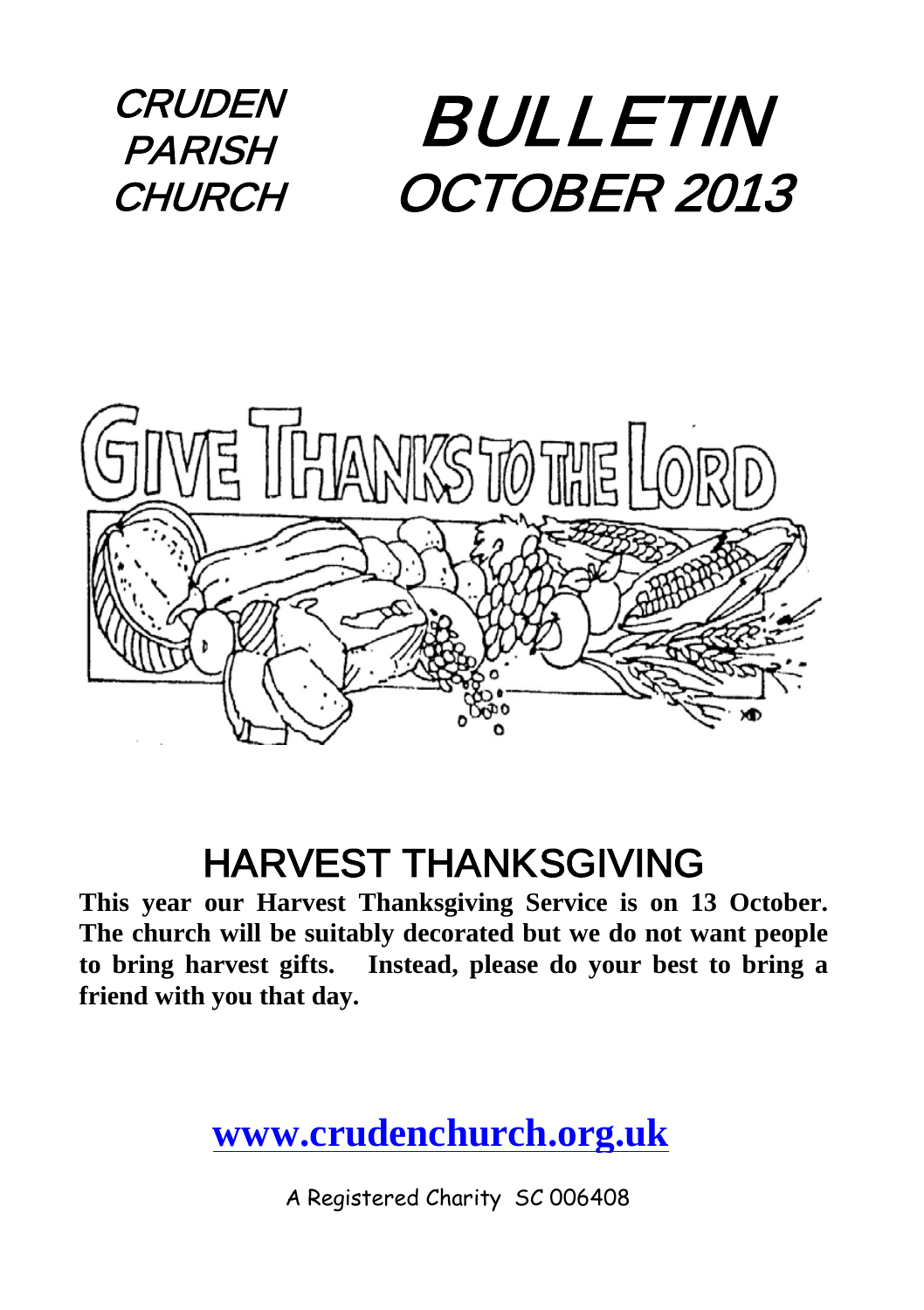CRUDEN PARISH CHURCH

# BULLETIN OCTOBER 2013

GIVE THANKS TO THE LORD

## HARVEST THANKSGIVING

**This year our Harvest Thanksgiving Service is on 13 October. The church will be suitably decorated but we do not want people to bring harvest gifts. Instead, please do your best to bring a friend with you that day.**

**www.crudenchurch.org.uk**

A Registered Charity SC 006408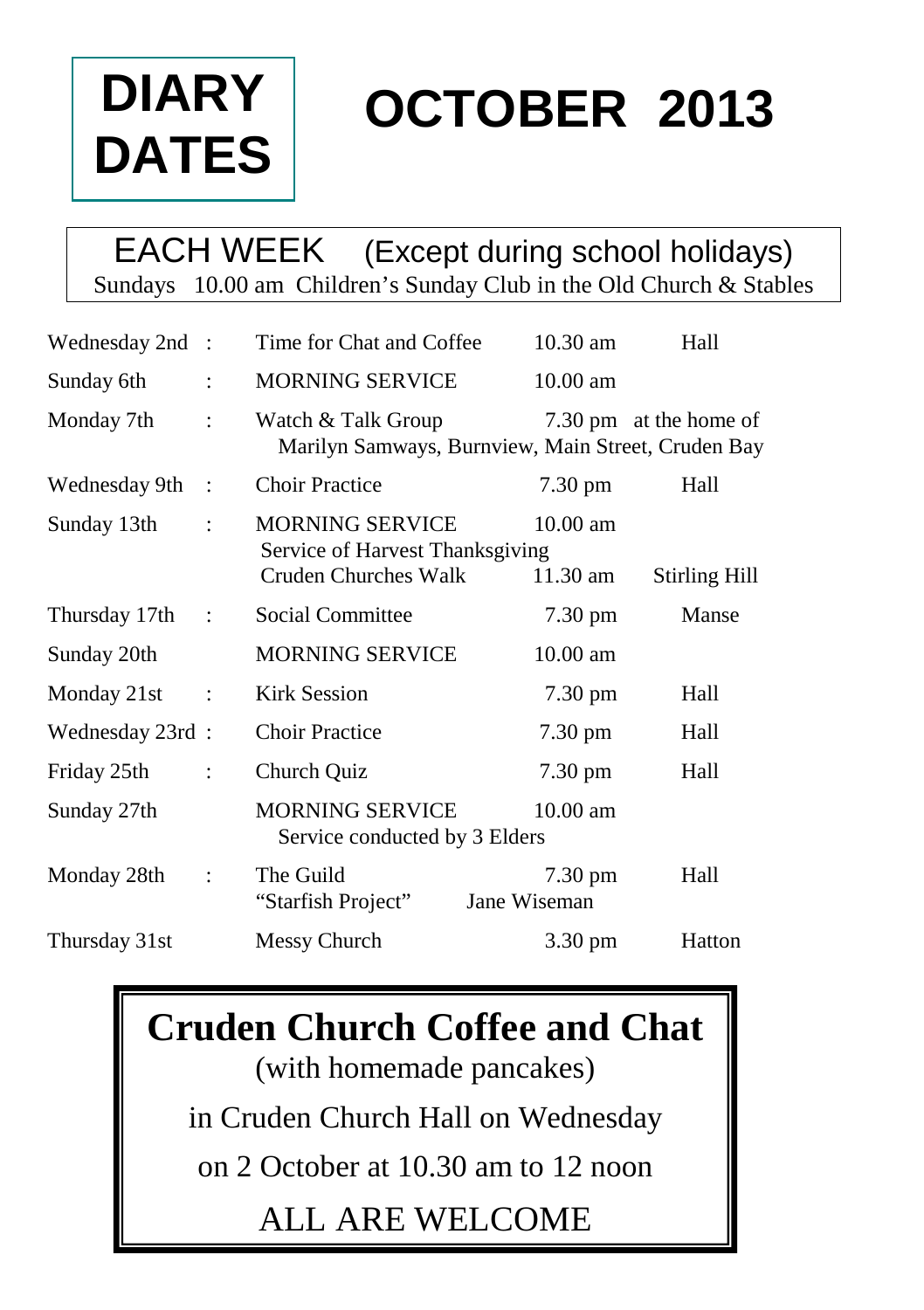# DIARY DATES

# OCTOBER 2013

## EACH WEEK (Except during school holidays)

Sundays 10.00 am Children's Sunday Club in the Old Church & Stables

| Date | | Event | Time | Venue |
|---|---|---|---|---|
| Wednesday 2nd | : | Time for Chat and Coffee | 10.30 am | Hall |
| Sunday 6th | : | MORNING SERVICE | 10.00 am | |
| Monday 7th | : | Watch & Talk Group | 7.30 pm | at the home of Marilyn Samways, Burnview, Main Street, Cruden Bay |
| Wednesday 9th | : | Choir Practice | 7.30 pm | Hall |
| Sunday 13th | : | MORNING SERVICE<br>Service of Harvest Thanksgiving | 10.00 am | |
| | | Cruden Churches Walk | 11.30 am | Stirling Hill |
| Thursday 17th | : | Social Committee | 7.30 pm | Manse |
| Sunday 20th | | MORNING SERVICE | 10.00 am | |
| Monday 21st | : | Kirk Session | 7.30 pm | Hall |
| Wednesday 23rd | : | Choir Practice | 7.30 pm | Hall |
| Friday 25th | : | Church Quiz | 7.30 pm | Hall |
| Sunday 27th | | MORNING SERVICE<br>Service conducted by 3 Elders | 10.00 am | |
| Monday 28th | : | The Guild<br>"Starfish Project" Jane Wiseman | 7.30 pm | Hall |
| Thursday 31st | | Messy Church | 3.30 pm | Hatton |

## Cruden Church Coffee and Chat

(with homemade pancakes)

in Cruden Church Hall on Wednesday

on 2 October at 10.30 am to 12 noon

ALL ARE WELCOME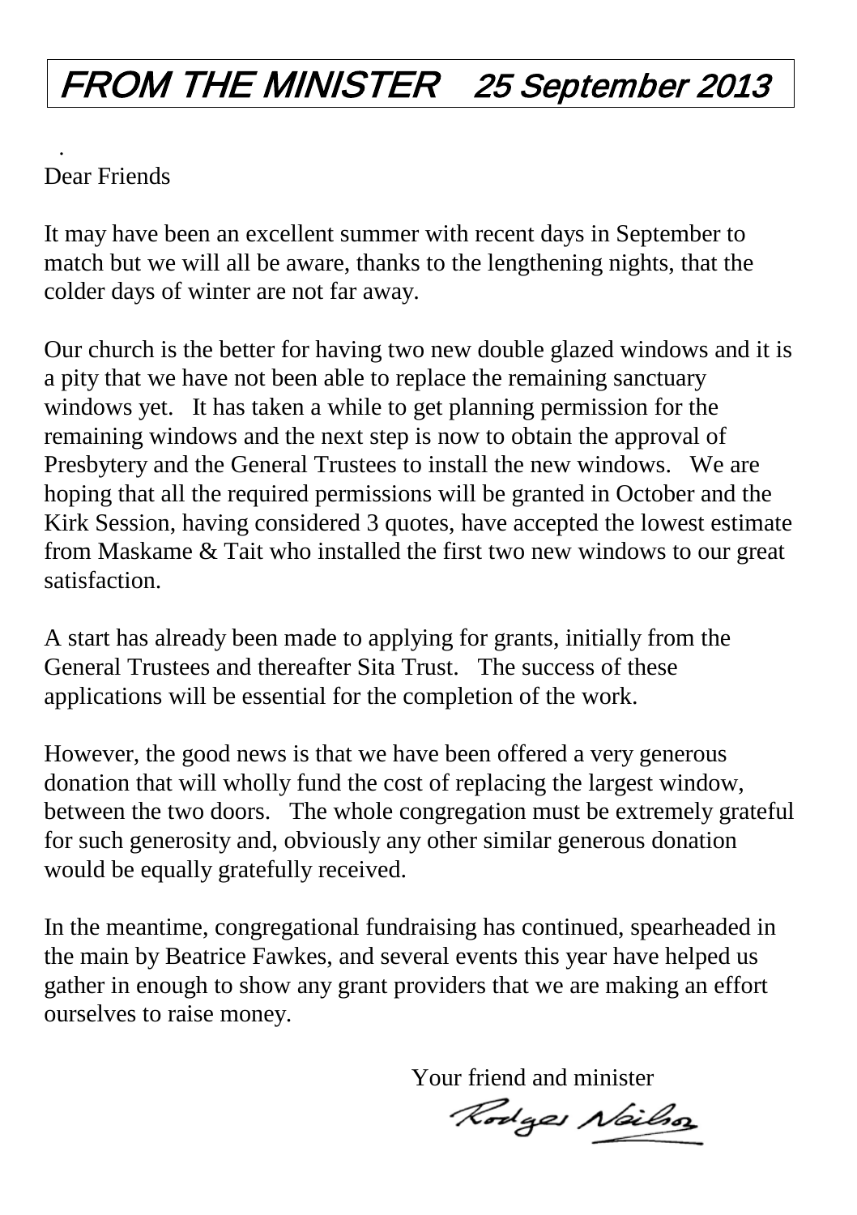# FROM THE MINISTER 25 September 2013

.

Dear Friends

It may have been an excellent summer with recent days in September to match but we will all be aware, thanks to the lengthening nights, that the colder days of winter are not far away.

Our church is the better for having two new double glazed windows and it is a pity that we have not been able to replace the remaining sanctuary windows yet. It has taken a while to get planning permission for the remaining windows and the next step is now to obtain the approval of Presbytery and the General Trustees to install the new windows. We are hoping that all the required permissions will be granted in October and the Kirk Session, having considered 3 quotes, have accepted the lowest estimate from Maskame & Tait who installed the first two new windows to our great satisfaction.

A start has already been made to applying for grants, initially from the General Trustees and thereafter Sita Trust. The success of these applications will be essential for the completion of the work.

However, the good news is that we have been offered a very generous donation that will wholly fund the cost of replacing the largest window, between the two doors. The whole congregation must be extremely grateful for such generosity and, obviously any other similar generous donation would be equally gratefully received.

In the meantime, congregational fundraising has continued, spearheaded in the main by Beatrice Fawkes, and several events this year have helped us gather in enough to show any grant providers that we are making an effort ourselves to raise money.

Your friend and minister

Rodger Neilson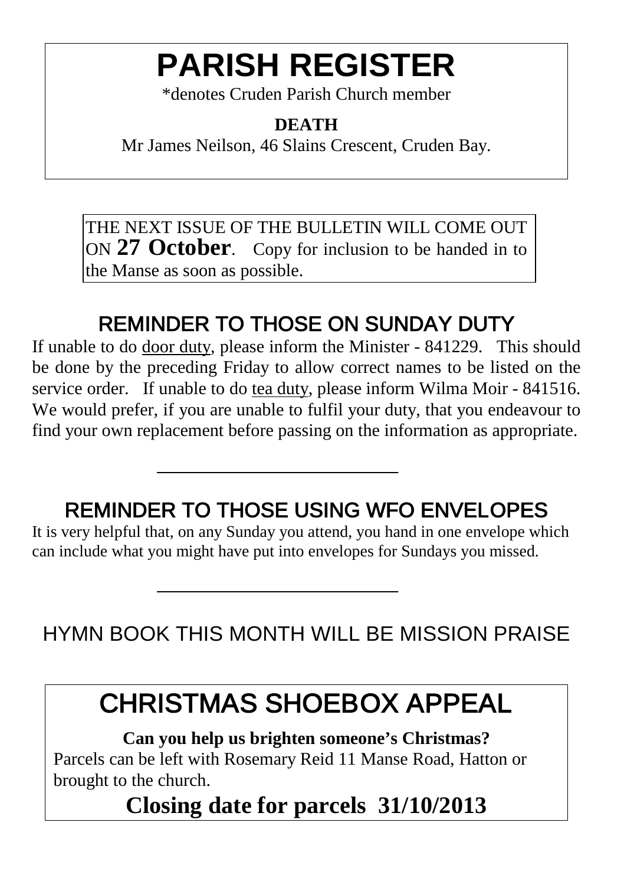# PARISH REGISTER

*denotes Cruden Parish Church member

**DEATH**

Mr James Neilson, 46 Slains Crescent, Cruden Bay.

THE NEXT ISSUE OF THE BULLETIN WILL COME OUT ON **27 October**. Copy for inclusion to be handed in to the Manse as soon as possible.

## REMINDER TO THOSE ON SUNDAY DUTY

If unable to do door duty, please inform the Minister - 841229. This should be done by the preceding Friday to allow correct names to be listed on the service order. If unable to do tea duty, please inform Wilma Moir - 841516. We would prefer, if you are unable to fulfil your duty, that you endeavour to find your own replacement before passing on the information as appropriate.

---

## REMINDER TO THOSE USING WFO ENVELOPES

It is very helpful that, on any Sunday you attend, you hand in one envelope which can include what you might have put into envelopes for Sundays you missed.

---

HYMN BOOK THIS MONTH WILL BE MISSION PRAISE

# CHRISTMAS SHOEBOX APPEAL

**Can you help us brighten someone's Christmas?**

Parcels can be left with Rosemary Reid 11 Manse Road, Hatton or brought to the church.

**Closing date for parcels 31/10/2013**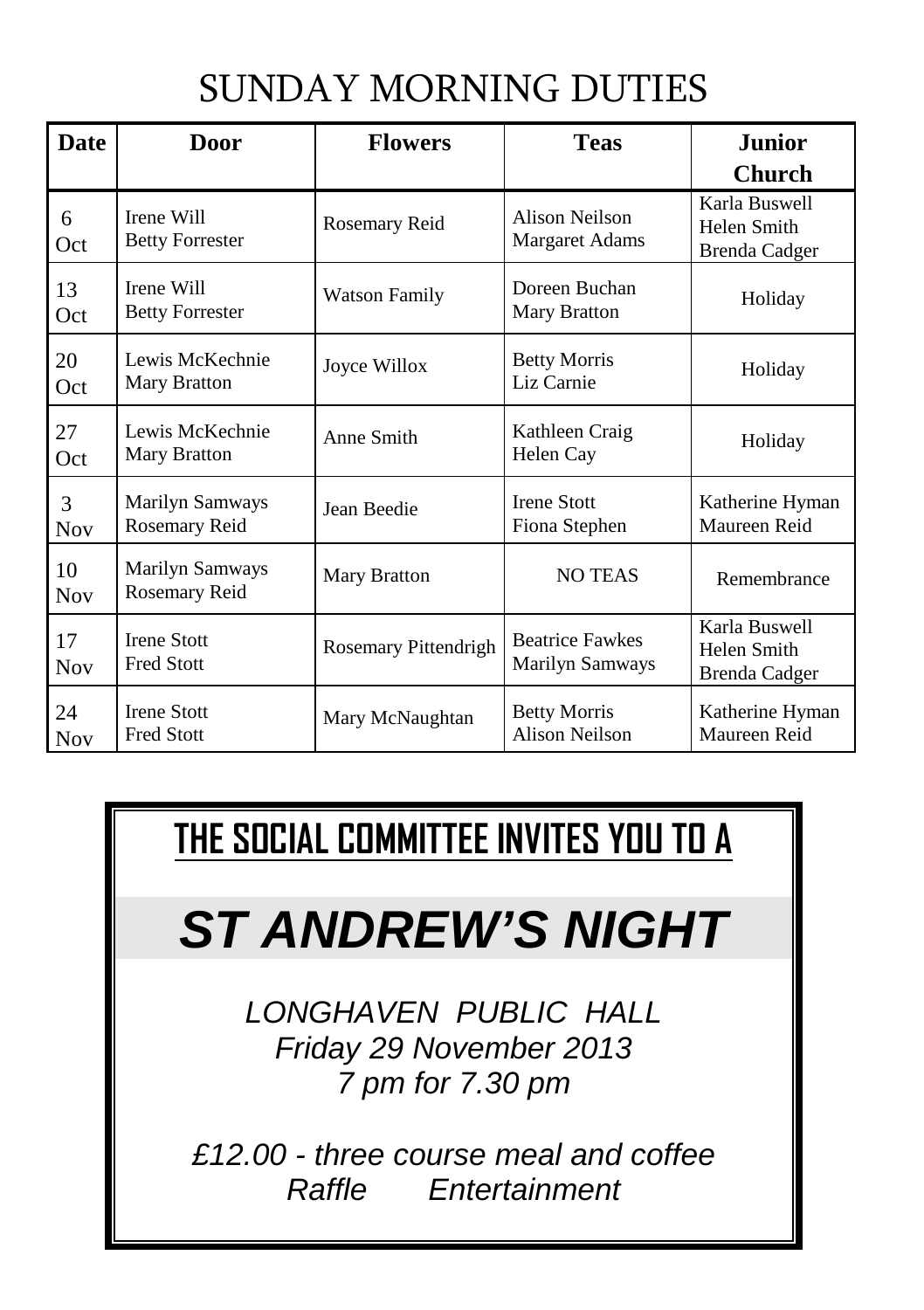# SUNDAY MORNING DUTIES

| Date | Door | Flowers | Teas | Junior Church |
|---|---|---|---|---|
| 6 Oct | Irene Will<br>Betty Forrester | Rosemary Reid | Alison Neilson<br>Margaret Adams | Karla Buswell<br>Helen Smith<br>Brenda Cadger |
| 13 Oct | Irene Will<br>Betty Forrester | Watson Family | Doreen Buchan<br>Mary Bratton | Holiday |
| 20 Oct | Lewis McKechnie<br>Mary Bratton | Joyce Willox | Betty Morris<br>Liz Carnie | Holiday |
| 27 Oct | Lewis McKechnie<br>Mary Bratton | Anne Smith | Kathleen Craig<br>Helen Cay | Holiday |
| 3 Nov | Marilyn Samways<br>Rosemary Reid | Jean Beedie | Irene Stott<br>Fiona Stephen | Katherine Hyman<br>Maureen Reid |
| 10 Nov | Marilyn Samways<br>Rosemary Reid | Mary Bratton | NO TEAS | Remembrance |
| 17 Nov | Irene Stott<br>Fred Stott | Rosemary Pittendrigh | Beatrice Fawkes<br>Marilyn Samways | Karla Buswell<br>Helen Smith<br>Brenda Cadger |
| 24 Nov | Irene Stott<br>Fred Stott | Mary McNaughtan | Betty Morris<br>Alison Neilson | Katherine Hyman<br>Maureen Reid |

**THE SOCIAL COMMITTEE INVITES YOU TO A**

## *ST ANDREW'S NIGHT*

*LONGHAVEN PUBLIC HALL*
*Friday 29 November 2013*
*7 pm for 7.30 pm*

*£12.00 - three course meal and coffee*
*Raffle Entertainment*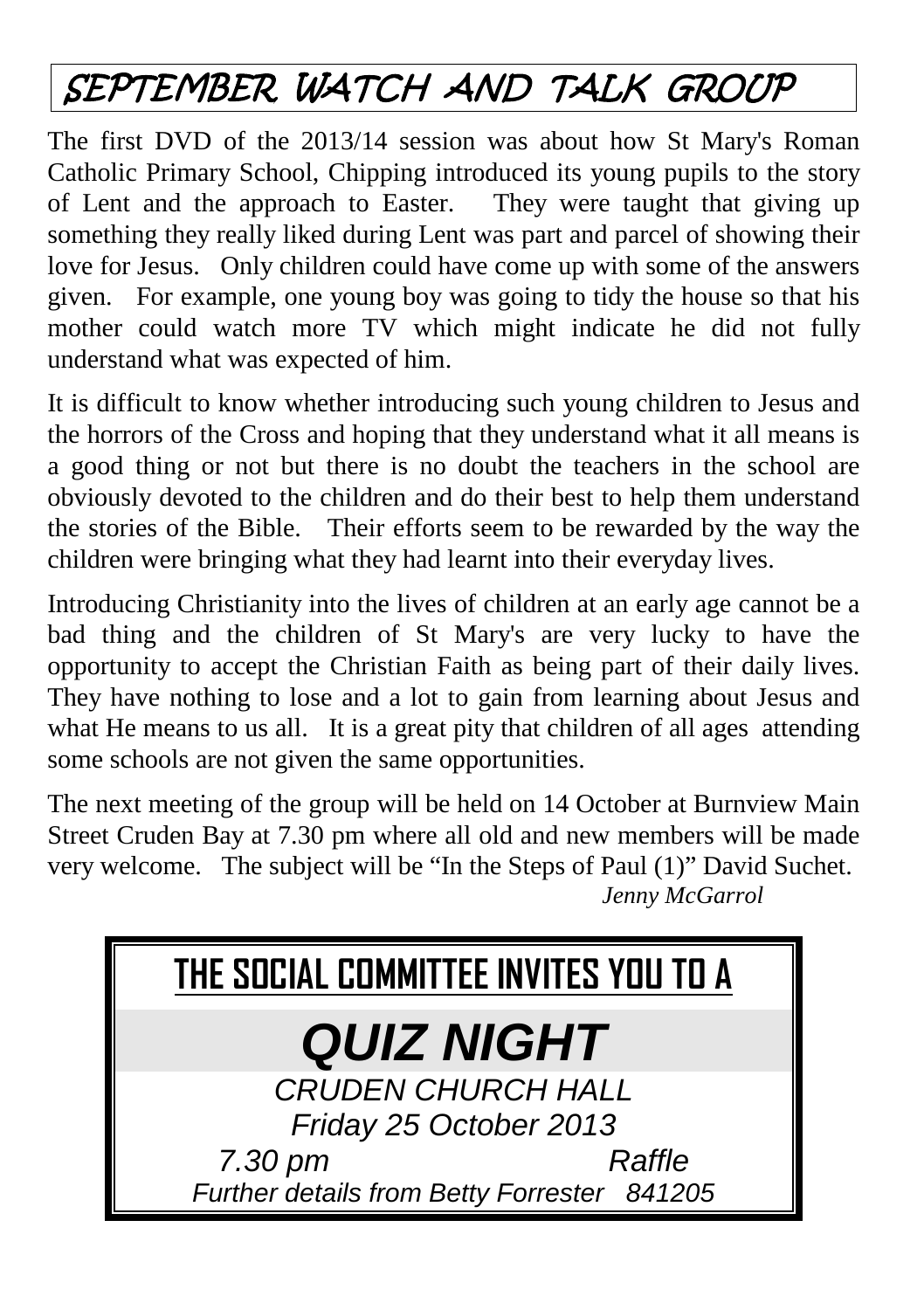# SEPTEMBER WATCH AND TALK GROUP

The first DVD of the 2013/14 session was about how St Mary's Roman Catholic Primary School, Chipping introduced its young pupils to the story of Lent and the approach to Easter. They were taught that giving up something they really liked during Lent was part and parcel of showing their love for Jesus. Only children could have come up with some of the answers given. For example, one young boy was going to tidy the house so that his mother could watch more TV which might indicate he did not fully understand what was expected of him.

It is difficult to know whether introducing such young children to Jesus and the horrors of the Cross and hoping that they understand what it all means is a good thing or not but there is no doubt the teachers in the school are obviously devoted to the children and do their best to help them understand the stories of the Bible. Their efforts seem to be rewarded by the way the children were bringing what they had learnt into their everyday lives.

Introducing Christianity into the lives of children at an early age cannot be a bad thing and the children of St Mary's are very lucky to have the opportunity to accept the Christian Faith as being part of their daily lives. They have nothing to lose and a lot to gain from learning about Jesus and what He means to us all. It is a great pity that children of all ages attending some schools are not given the same opportunities.

The next meeting of the group will be held on 14 October at Burnview Main Street Cruden Bay at 7.30 pm where all old and new members will be made very welcome. The subject will be "In the Steps of Paul (1)" David Suchet.

*Jenny McGarrol*

---

**THE SOCIAL COMMITTEE INVITES YOU TO A**

## *QUIZ NIGHT*

*CRUDEN CHURCH HALL*

*Friday 25 October 2013*

*7.30 pm* *Raffle*

*Further details from Betty Forrester 841205*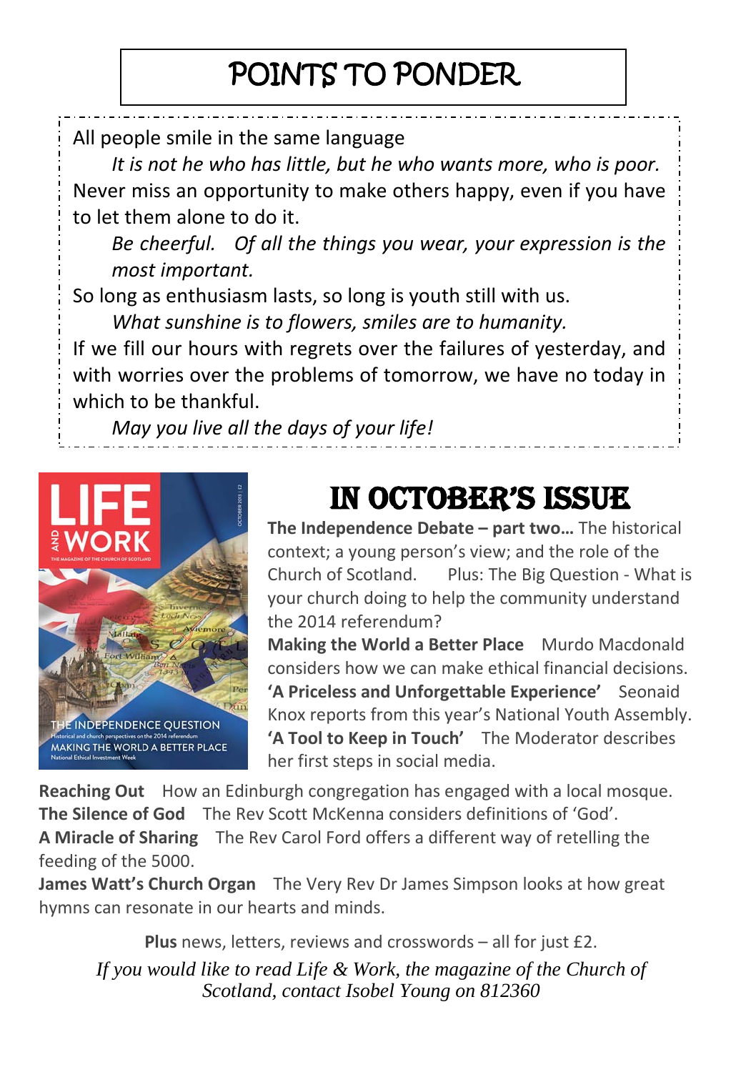# POINTS TO PONDER

All people smile in the same language

*It is not he who has little, but he who wants more, who is poor.*

Never miss an opportunity to make others happy, even if you have to let them alone to do it.

*Be cheerful. Of all the things you wear, your expression is the most important.*

So long as enthusiasm lasts, so long is youth still with us.

*What sunshine is to flowers, smiles are to humanity.*

If we fill our hours with regrets over the failures of yesterday, and with worries over the problems of tomorrow, we have no today in which to be thankful.

*May you live all the days of your life!*

## IN OCTOBER'S ISSUE

**The Independence Debate – part two…** The historical context; a young person's view; and the role of the Church of Scotland. Plus: The Big Question - What is your church doing to help the community understand the 2014 referendum?

**Making the World a Better Place** Murdo Macdonald considers how we can make ethical financial decisions.

**'A Priceless and Unforgettable Experience'** Seonaid Knox reports from this year's National Youth Assembly.

**'A Tool to Keep in Touch'** The Moderator describes her first steps in social media.

**Reaching Out** How an Edinburgh congregation has engaged with a local mosque.

**The Silence of God** The Rev Scott McKenna considers definitions of 'God'.

**A Miracle of Sharing** The Rev Carol Ford offers a different way of retelling the feeding of the 5000.

**James Watt's Church Organ** The Very Rev Dr James Simpson looks at how great hymns can resonate in our hearts and minds.

**Plus** news, letters, reviews and crosswords – all for just £2.

*If you would like to read Life & Work, the magazine of the Church of Scotland, contact Isobel Young on 812360*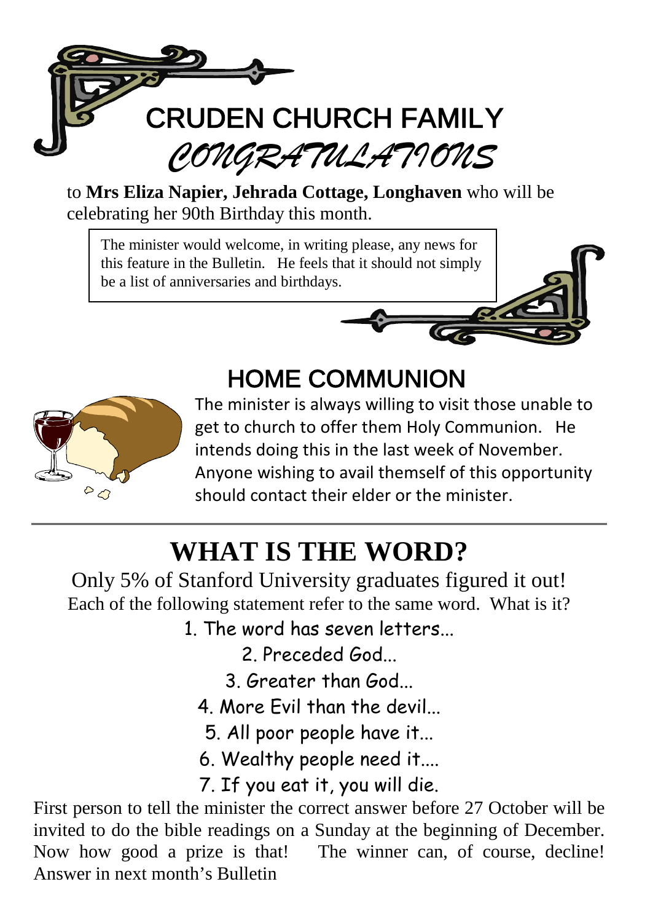## CRUDEN CHURCH FAMILY

## *CONGRATULATIONS*

to **Mrs Eliza Napier, Jehrada Cottage, Longhaven** who will be celebrating her 90th Birthday this month.

The minister would welcome, in writing please, any news for this feature in the Bulletin. He feels that it should not simply be a list of anniversaries and birthdays.

## HOME COMMUNION

The minister is always willing to visit those unable to get to church to offer them Holy Communion. He intends doing this in the last week of November. Anyone wishing to avail themself of this opportunity should contact their elder or the minister.

---

# WHAT IS THE WORD?

Only 5% of Stanford University graduates figured it out!

Each of the following statement refer to the same word. What is it?

1. The word has seven letters...
2. Preceded God...
3. Greater than God...
4. More Evil than the devil...
5. All poor people have it...
6. Wealthy people need it....
7. If you eat it, you will die.

First person to tell the minister the correct answer before 27 October will be invited to do the bible readings on a Sunday at the beginning of December. Now how good a prize is that! The winner can, of course, decline! Answer in next month's Bulletin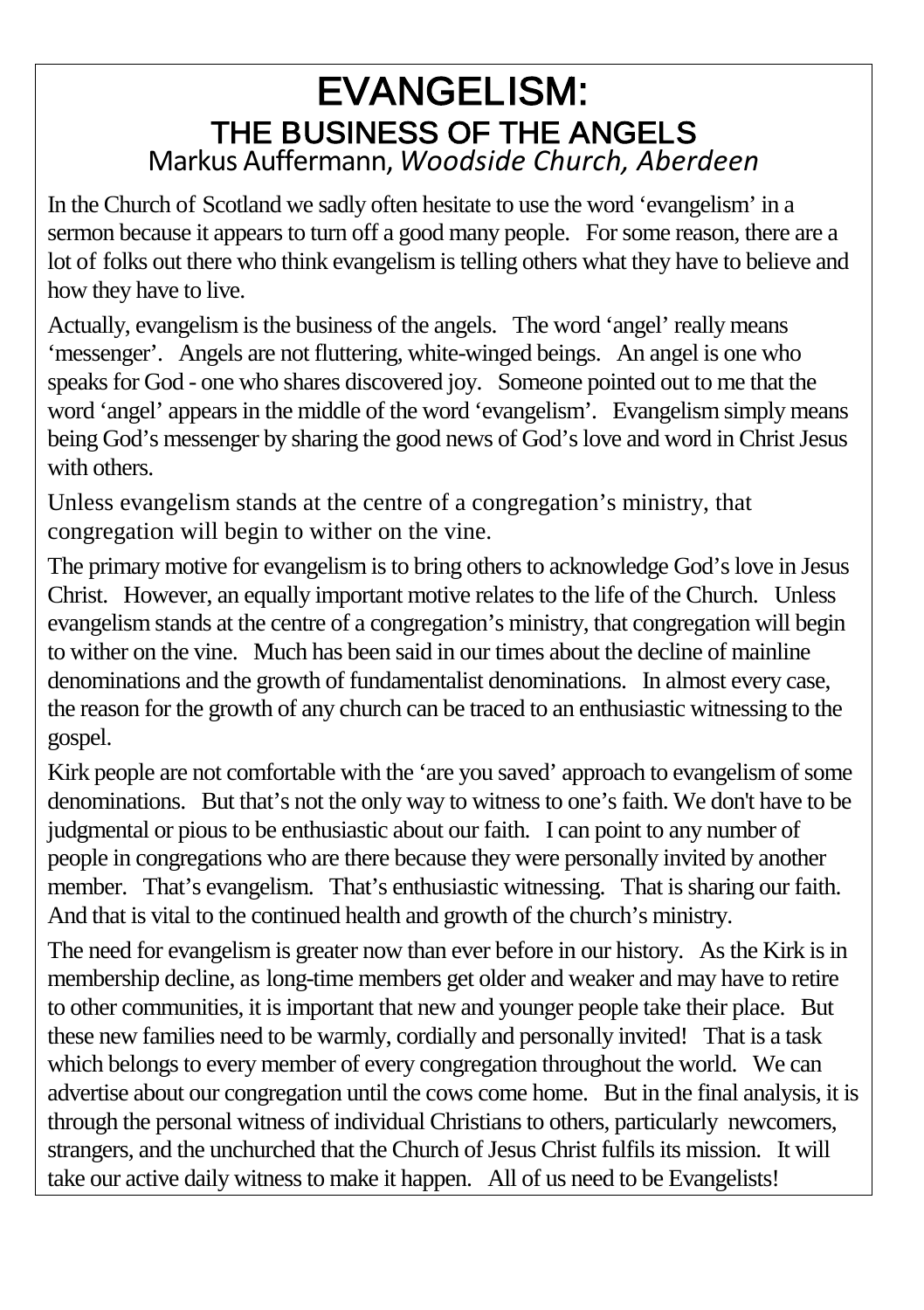# EVANGELISM:

## THE BUSINESS OF THE ANGELS

Markus Auffermann, *Woodside Church, Aberdeen*

In the Church of Scotland we sadly often hesitate to use the word 'evangelism' in a sermon because it appears to turn off a good many people. For some reason, there are a lot of folks out there who think evangelism is telling others what they have to believe and how they have to live.

Actually, evangelism is the business of the angels. The word 'angel' really means 'messenger'. Angels are not fluttering, white-winged beings. An angel is one who speaks for God - one who shares discovered joy. Someone pointed out to me that the word 'angel' appears in the middle of the word 'evangelism'. Evangelism simply means being God's messenger by sharing the good news of God's love and word in Christ Jesus with others.

Unless evangelism stands at the centre of a congregation's ministry, that congregation will begin to wither on the vine.

The primary motive for evangelism is to bring others to acknowledge God's love in Jesus Christ. However, an equally important motive relates to the life of the Church. Unless evangelism stands at the centre of a congregation's ministry, that congregation will begin to wither on the vine. Much has been said in our times about the decline of mainline denominations and the growth of fundamentalist denominations. In almost every case, the reason for the growth of any church can be traced to an enthusiastic witnessing to the gospel.

Kirk people are not comfortable with the 'are you saved' approach to evangelism of some denominations. But that's not the only way to witness to one's faith. We don't have to be judgmental or pious to be enthusiastic about our faith. I can point to any number of people in congregations who are there because they were personally invited by another member. That's evangelism. That's enthusiastic witnessing. That is sharing our faith. And that is vital to the continued health and growth of the church's ministry.

The need for evangelism is greater now than ever before in our history. As the Kirk is in membership decline, as long-time members get older and weaker and may have to retire to other communities, it is important that new and younger people take their place. But these new families need to be warmly, cordially and personally invited! That is a task which belongs to every member of every congregation throughout the world. We can advertise about our congregation until the cows come home. But in the final analysis, it is through the personal witness of individual Christians to others, particularly newcomers, strangers, and the unchurched that the Church of Jesus Christ fulfils its mission. It will take our active daily witness to make it happen. All of us need to be Evangelists!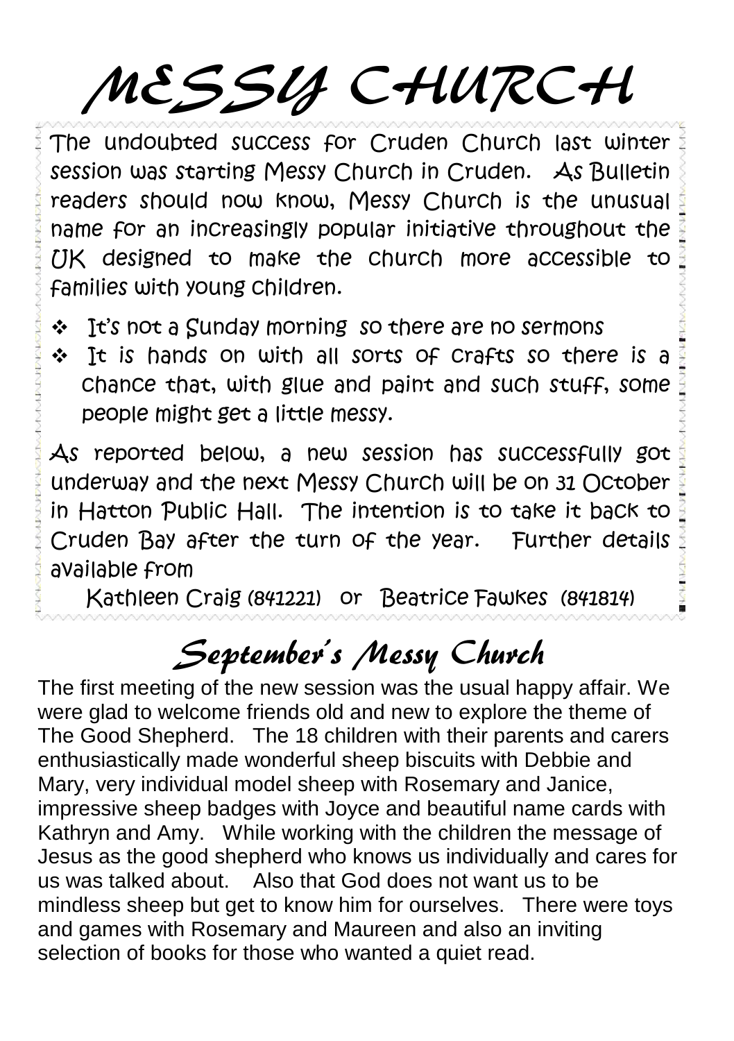# MESSY CHURCH

The undoubted success for Cruden Church last winter session was starting Messy Church in Cruden. As Bulletin readers should now know, Messy Church is the unusual name for an increasingly popular initiative throughout the UK designed to make the church more accessible to families with young children.

- It's not a Sunday morning so there are no sermons
- It is hands on with all sorts of crafts so there is a chance that, with glue and paint and such stuff, some people might get a little messy.

As reported below, a new session has successfully got underway and the next Messy Church will be on 31 October in Hatton Public Hall. The intention is to take it back to Cruden Bay after the turn of the year. Further details available from

Kathleen Craig (841221) or Beatrice Fawkes (841814)

## September's Messy Church

The first meeting of the new session was the usual happy affair. We were glad to welcome friends old and new to explore the theme of The Good Shepherd. The 18 children with their parents and carers enthusiastically made wonderful sheep biscuits with Debbie and Mary, very individual model sheep with Rosemary and Janice, impressive sheep badges with Joyce and beautiful name cards with Kathryn and Amy. While working with the children the message of Jesus as the good shepherd who knows us individually and cares for us was talked about. Also that God does not want us to be mindless sheep but get to know him for ourselves. There were toys and games with Rosemary and Maureen and also an inviting selection of books for those who wanted a quiet read.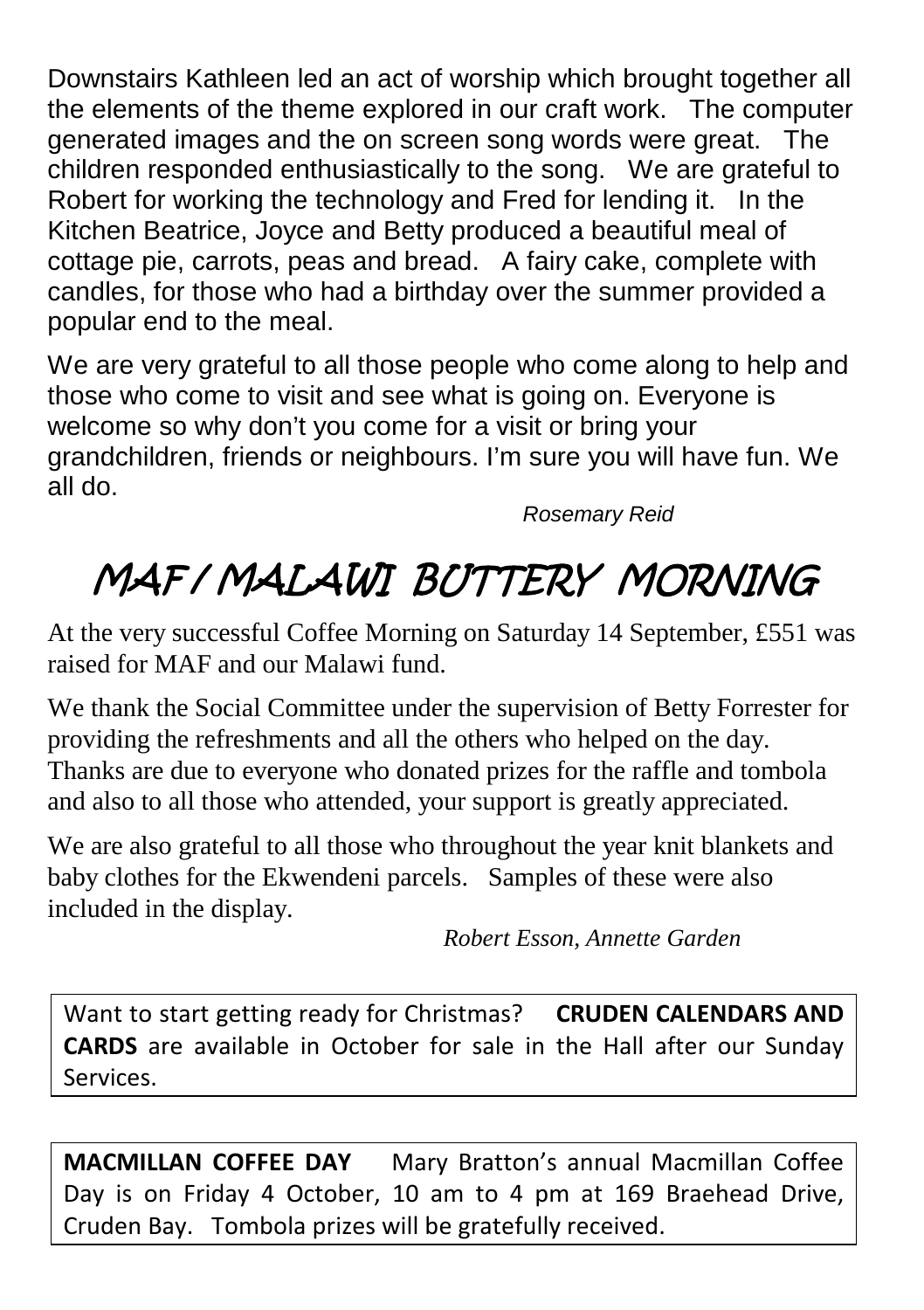Downstairs Kathleen led an act of worship which brought together all the elements of the theme explored in our craft work. The computer generated images and the on screen song words were great. The children responded enthusiastically to the song. We are grateful to Robert for working the technology and Fred for lending it. In the Kitchen Beatrice, Joyce and Betty produced a beautiful meal of cottage pie, carrots, peas and bread. A fairy cake, complete with candles, for those who had a birthday over the summer provided a popular end to the meal.

We are very grateful to all those people who come along to help and those who come to visit and see what is going on. Everyone is welcome so why don't you come for a visit or bring your grandchildren, friends or neighbours. I'm sure you will have fun. We all do.

*Rosemary Reid*

# MAF / MALAWI BUTTERY MORNING

At the very successful Coffee Morning on Saturday 14 September, £551 was raised for MAF and our Malawi fund.

We thank the Social Committee under the supervision of Betty Forrester for providing the refreshments and all the others who helped on the day. Thanks are due to everyone who donated prizes for the raffle and tombola and also to all those who attended, your support is greatly appreciated.

We are also grateful to all those who throughout the year knit blankets and baby clothes for the Ekwendeni parcels. Samples of these were also included in the display.

*Robert Esson, Annette Garden*

Want to start getting ready for Christmas? **CRUDEN CALENDARS AND CARDS** are available in October for sale in the Hall after our Sunday Services.

**MACMILLAN COFFEE DAY** Mary Bratton's annual Macmillan Coffee Day is on Friday 4 October, 10 am to 4 pm at 169 Braehead Drive, Cruden Bay. Tombola prizes will be gratefully received.